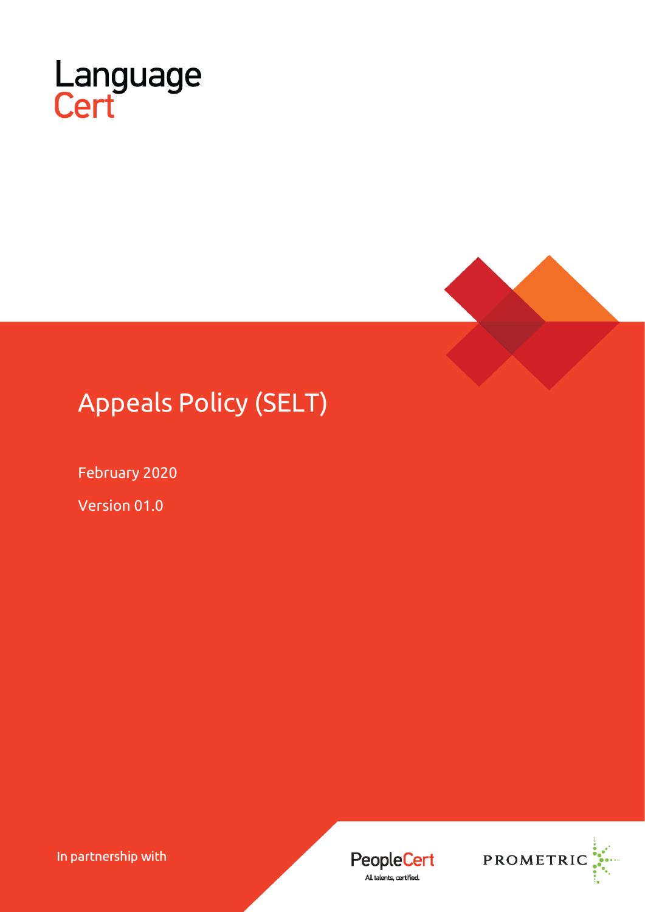Language
Cert

# Appeals Policy (SELT)

February 2020

Version 01.0

In partnership with

PeopleCert
All talents, certified.

PROMETRIC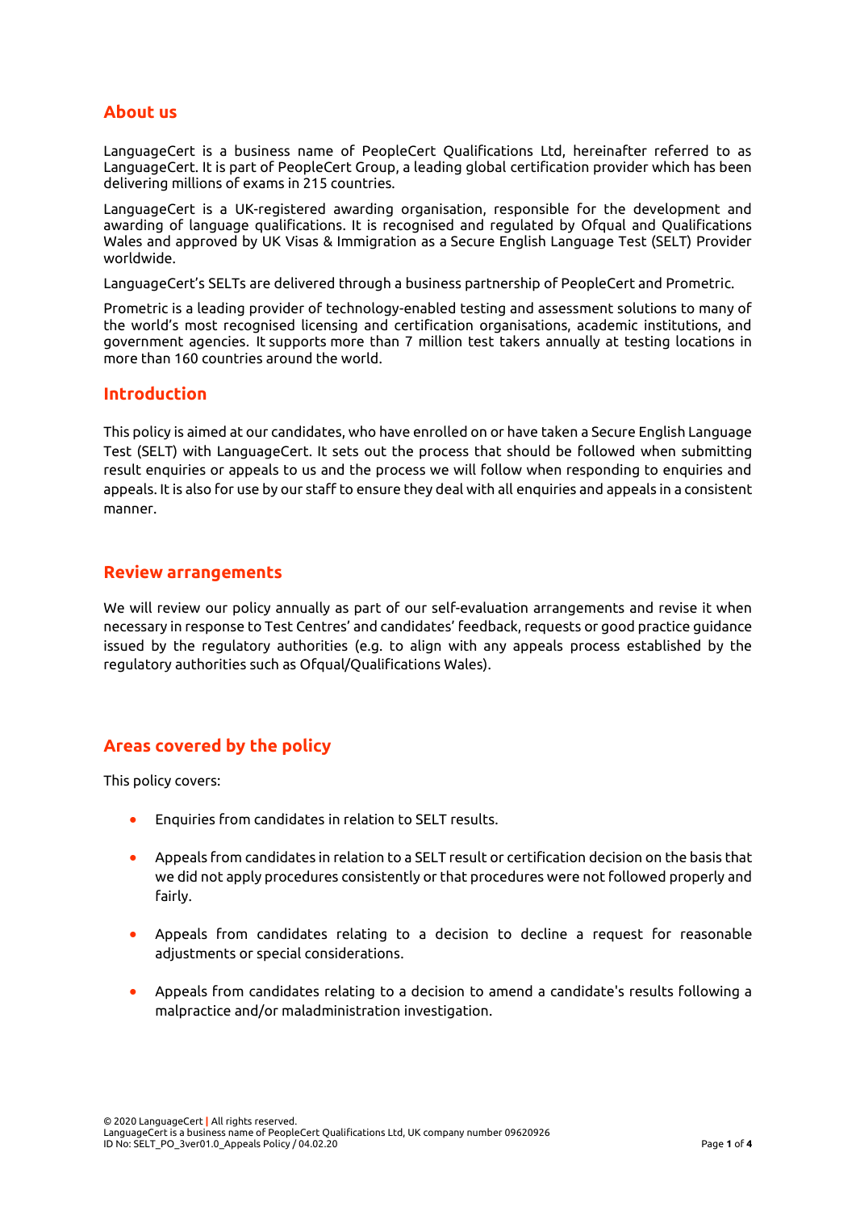## About us

LanguageCert is a business name of PeopleCert Qualifications Ltd, hereinafter referred to as LanguageCert. It is part of PeopleCert Group, a leading global certification provider which has been delivering millions of exams in 215 countries.

LanguageCert is a UK-registered awarding organisation, responsible for the development and awarding of language qualifications. It is recognised and regulated by Ofqual and Qualifications Wales and approved by UK Visas & Immigration as a Secure English Language Test (SELT) Provider worldwide.

LanguageCert's SELTs are delivered through a business partnership of PeopleCert and Prometric.

Prometric is a leading provider of technology-enabled testing and assessment solutions to many of the world's most recognised licensing and certification organisations, academic institutions, and government agencies. It supports more than 7 million test takers annually at testing locations in more than 160 countries around the world.

## Introduction

This policy is aimed at our candidates, who have enrolled on or have taken a Secure English Language Test (SELT) with LanguageCert. It sets out the process that should be followed when submitting result enquiries or appeals to us and the process we will follow when responding to enquiries and appeals. It is also for use by our staff to ensure they deal with all enquiries and appeals in a consistent manner.

## Review arrangements

We will review our policy annually as part of our self-evaluation arrangements and revise it when necessary in response to Test Centres' and candidates' feedback, requests or good practice guidance issued by the regulatory authorities (e.g. to align with any appeals process established by the regulatory authorities such as Ofqual/Qualifications Wales).

## Areas covered by the policy

This policy covers:

- Enquiries from candidates in relation to SELT results.
- Appeals from candidates in relation to a SELT result or certification decision on the basis that we did not apply procedures consistently or that procedures were not followed properly and fairly.
- Appeals from candidates relating to a decision to decline a request for reasonable adjustments or special considerations.
- Appeals from candidates relating to a decision to amend a candidate's results following a malpractice and/or maladministration investigation.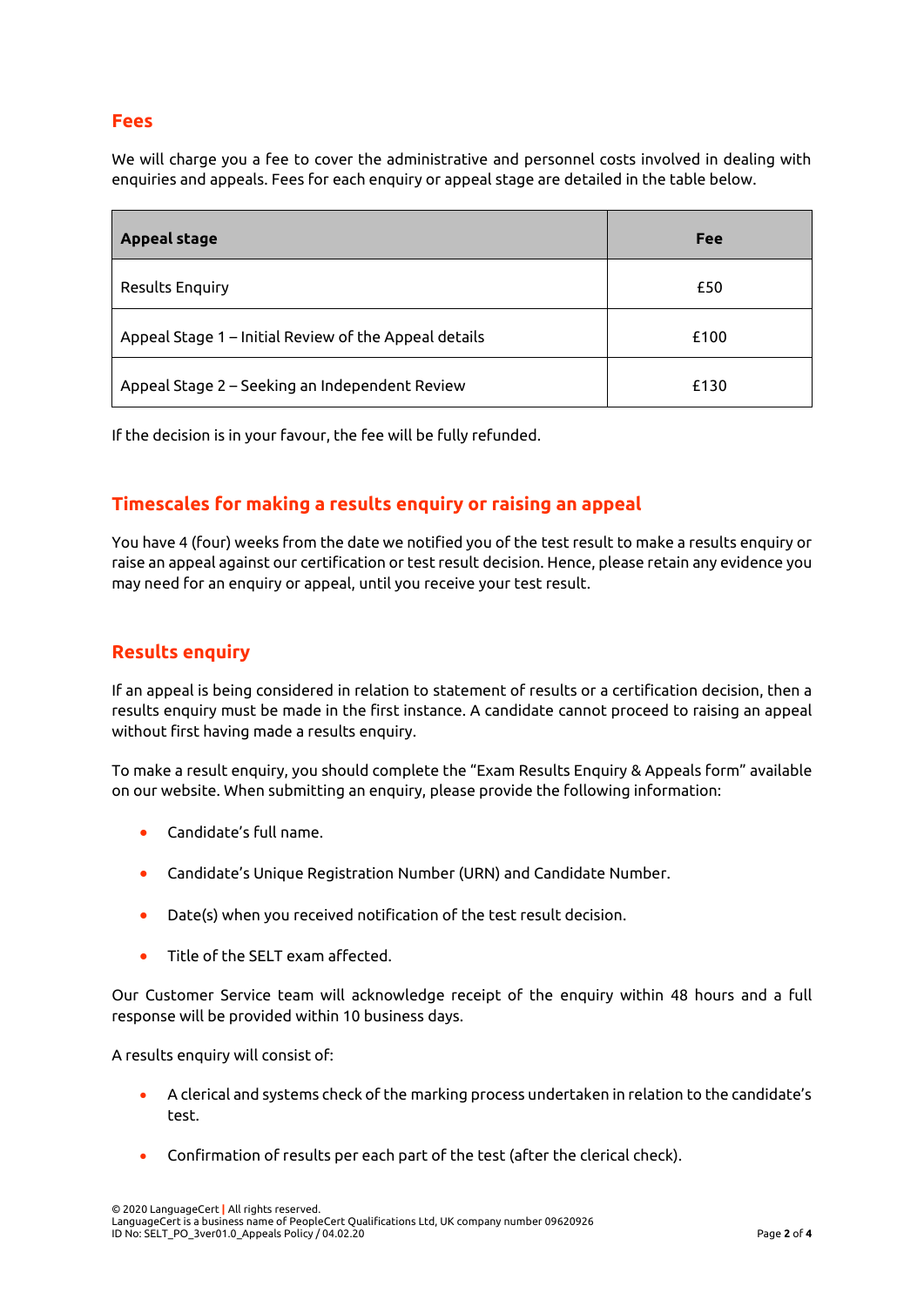## Fees

We will charge you a fee to cover the administrative and personnel costs involved in dealing with enquiries and appeals. Fees for each enquiry or appeal stage are detailed in the table below.

| Appeal stage | Fee |
|---|---|
| Results Enquiry | £50 |
| Appeal Stage 1 – Initial Review of the Appeal details | £100 |
| Appeal Stage 2 – Seeking an Independent Review | £130 |

If the decision is in your favour, the fee will be fully refunded.

## Timescales for making a results enquiry or raising an appeal

You have 4 (four) weeks from the date we notified you of the test result to make a results enquiry or raise an appeal against our certification or test result decision. Hence, please retain any evidence you may need for an enquiry or appeal, until you receive your test result.

## Results enquiry

If an appeal is being considered in relation to statement of results or a certification decision, then a results enquiry must be made in the first instance. A candidate cannot proceed to raising an appeal without first having made a results enquiry.

To make a result enquiry, you should complete the "Exam Results Enquiry & Appeals form" available on our website. When submitting an enquiry, please provide the following information:

- Candidate's full name.
- Candidate's Unique Registration Number (URN) and Candidate Number.
- Date(s) when you received notification of the test result decision.
- Title of the SELT exam affected.

Our Customer Service team will acknowledge receipt of the enquiry within 48 hours and a full response will be provided within 10 business days.

A results enquiry will consist of:

- A clerical and systems check of the marking process undertaken in relation to the candidate's test.
- Confirmation of results per each part of the test (after the clerical check).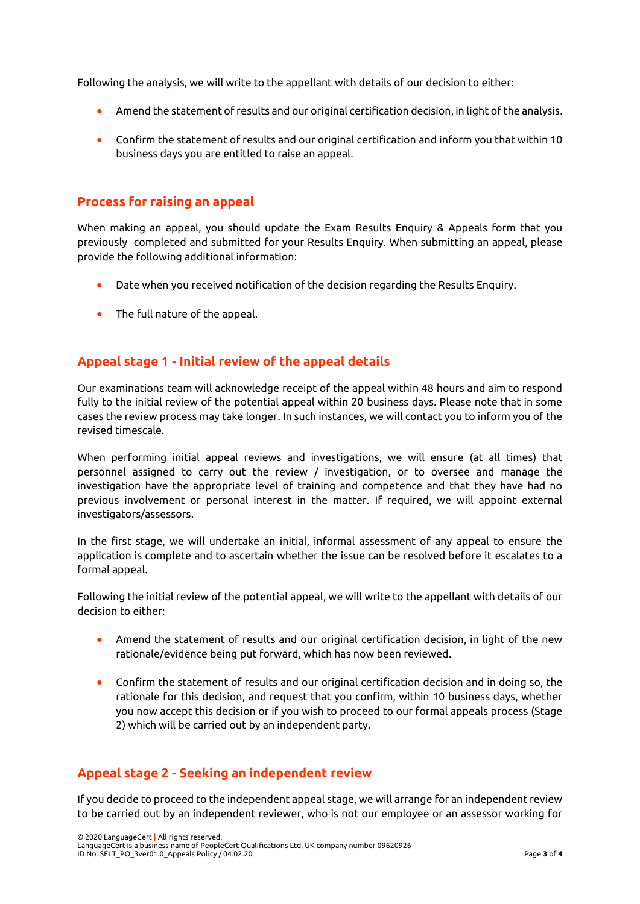Following the analysis, we will write to the appellant with details of our decision to either:

- Amend the statement of results and our original certification decision, in light of the analysis.
- Confirm the statement of results and our original certification and inform you that within 10 business days you are entitled to raise an appeal.

## Process for raising an appeal

When making an appeal, you should update the Exam Results Enquiry & Appeals form that you previously completed and submitted for your Results Enquiry. When submitting an appeal, please provide the following additional information:

- Date when you received notification of the decision regarding the Results Enquiry.
- The full nature of the appeal.

## Appeal stage 1 - Initial review of the appeal details

Our examinations team will acknowledge receipt of the appeal within 48 hours and aim to respond fully to the initial review of the potential appeal within 20 business days. Please note that in some cases the review process may take longer. In such instances, we will contact you to inform you of the revised timescale.

When performing initial appeal reviews and investigations, we will ensure (at all times) that personnel assigned to carry out the review / investigation, or to oversee and manage the investigation have the appropriate level of training and competence and that they have had no previous involvement or personal interest in the matter. If required, we will appoint external investigators/assessors.

In the first stage, we will undertake an initial, informal assessment of any appeal to ensure the application is complete and to ascertain whether the issue can be resolved before it escalates to a formal appeal.

Following the initial review of the potential appeal, we will write to the appellant with details of our decision to either:

- Amend the statement of results and our original certification decision, in light of the new rationale/evidence being put forward, which has now been reviewed.
- Confirm the statement of results and our original certification decision and in doing so, the rationale for this decision, and request that you confirm, within 10 business days, whether you now accept this decision or if you wish to proceed to our formal appeals process (Stage 2) which will be carried out by an independent party.

## Appeal stage 2 - Seeking an independent review

If you decide to proceed to the independent appeal stage, we will arrange for an independent review to be carried out by an independent reviewer, who is not our employee or an assessor working for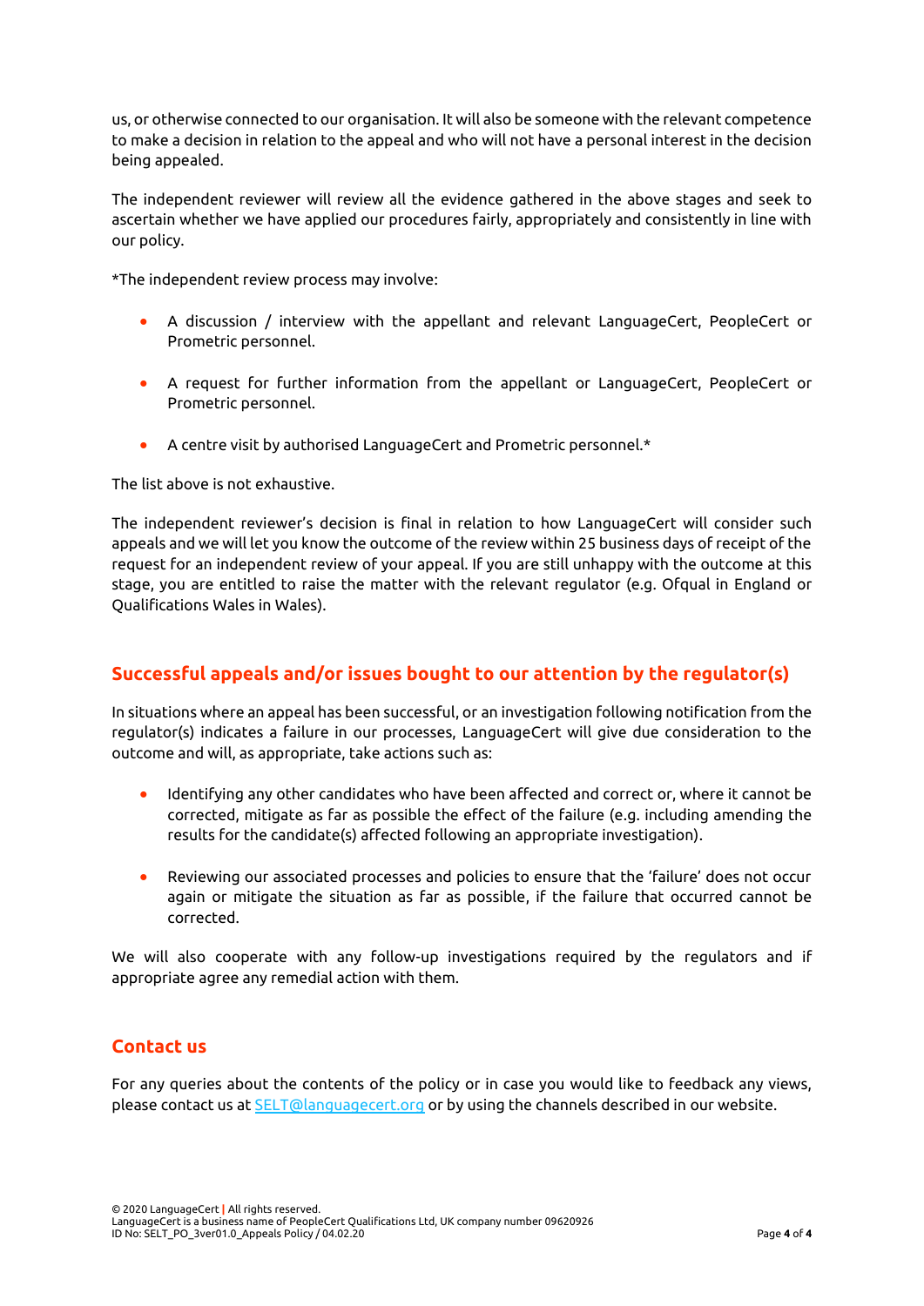us, or otherwise connected to our organisation. It will also be someone with the relevant competence to make a decision in relation to the appeal and who will not have a personal interest in the decision being appealed.

The independent reviewer will review all the evidence gathered in the above stages and seek to ascertain whether we have applied our procedures fairly, appropriately and consistently in line with our policy.

*The independent review process may involve:

- A discussion / interview with the appellant and relevant LanguageCert, PeopleCert or Prometric personnel.
- A request for further information from the appellant or LanguageCert, PeopleCert or Prometric personnel.
- A centre visit by authorised LanguageCert and Prometric personnel.*

The list above is not exhaustive.

The independent reviewer's decision is final in relation to how LanguageCert will consider such appeals and we will let you know the outcome of the review within 25 business days of receipt of the request for an independent review of your appeal. If you are still unhappy with the outcome at this stage, you are entitled to raise the matter with the relevant regulator (e.g. Ofqual in England or Qualifications Wales in Wales).

## Successful appeals and/or issues bought to our attention by the regulator(s)

In situations where an appeal has been successful, or an investigation following notification from the regulator(s) indicates a failure in our processes, LanguageCert will give due consideration to the outcome and will, as appropriate, take actions such as:

- Identifying any other candidates who have been affected and correct or, where it cannot be corrected, mitigate as far as possible the effect of the failure (e.g. including amending the results for the candidate(s) affected following an appropriate investigation).
- Reviewing our associated processes and policies to ensure that the 'failure' does not occur again or mitigate the situation as far as possible, if the failure that occurred cannot be corrected.

We will also cooperate with any follow-up investigations required by the regulators and if appropriate agree any remedial action with them.

## Contact us

For any queries about the contents of the policy or in case you would like to feedback any views, please contact us at SELT@languagecert.org or by using the channels described in our website.

© 2020 LanguageCert | All rights reserved.
LanguageCert is a business name of PeopleCert Qualifications Ltd, UK company number 09620926
ID No: SELT_PO_3ver01.0_Appeals Policy / 04.02.20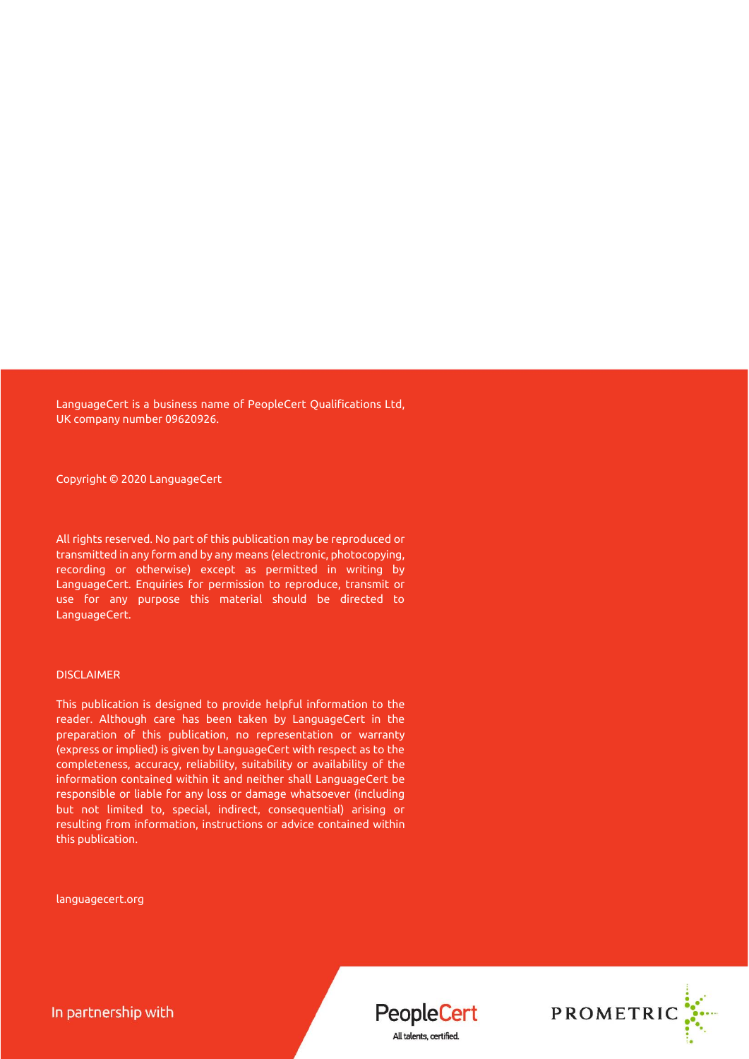LanguageCert is a business name of PeopleCert Qualifications Ltd, UK company number 09620926.

Copyright © 2020 LanguageCert

All rights reserved. No part of this publication may be reproduced or transmitted in any form and by any means (electronic, photocopying, recording or otherwise) except as permitted in writing by LanguageCert. Enquiries for permission to reproduce, transmit or use for any purpose this material should be directed to LanguageCert.

DISCLAIMER

This publication is designed to provide helpful information to the reader. Although care has been taken by LanguageCert in the preparation of this publication, no representation or warranty (express or implied) is given by LanguageCert with respect as to the completeness, accuracy, reliability, suitability or availability of the information contained within it and neither shall LanguageCert be responsible or liable for any loss or damage whatsoever (including but not limited to, special, indirect, consequential) arising or resulting from information, instructions or advice contained within this publication.

languagecert.org

In partnership with

PeopleCert
All talents, certified.

PROMETRIC